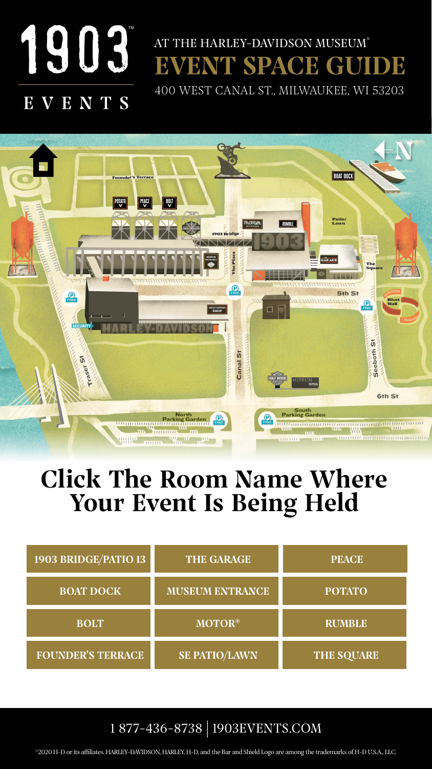# 1903™ EVENTS

## AT THE HARLEY-DAVIDSON MUSEUM®

# EVENT SPACE GUIDE

400 WEST CANAL ST., MILWAUKEE, WI 53203

# Click The Room Name Where Your Event Is Being Held

| | | |
|---|---|---|
| 1903 BRIDGE/PATIO 13 | THE GARAGE | PEACE |
| BOAT DOCK | MUSEUM ENTRANCE | POTATO |
| BOLT | MOTOR® | RUMBLE |
| FOUNDER'S TERRACE | SE PATIO/LAWN | THE SQUARE |

1 877-436-8738 | 1903EVENTS.COM

©2020 H-D or its affiliates. HARLEY-DAVIDSON, HARLEY, H-D, and the Bar and Shield Logo are among the trademarks of H-D U.S.A., LLC.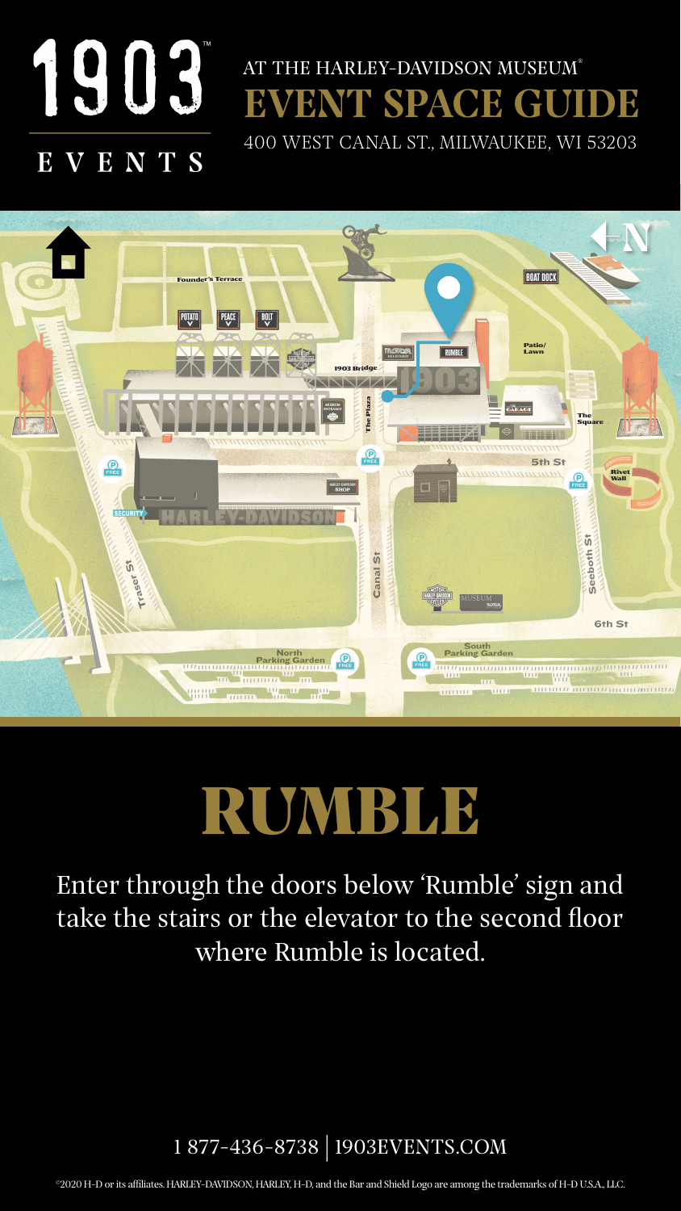# 1903 EVENTS

AT THE HARLEY-DAVIDSON MUSEUM®

## EVENT SPACE GUIDE

400 WEST CANAL ST., MILWAUKEE, WI 53203

Founder's Terrace

POTATO

PEACE

BOLT

BOAT DOCK

MOTOR

RUMBLE

1903 Bridge

1903

Patio/ Lawn

The Plaza

MUSEUM ENTRANCE

GARAGE

The Square

5th St

Rivet Wall

FREE

HARLEY-DAVIDSON SHOP

SECURITY

HARLEY-DAVIDSON

Trestle St

Canal St

Seeboth St

MUSEUM

6th St

North Parking Garden

South Parking Garden

# RUMBLE

Enter through the doors below 'Rumble' sign and take the stairs or the elevator to the second floor where Rumble is located.

1 877-436-8738 | 1903EVENTS.COM

©2020 H-D or its affiliates. HARLEY-DAVIDSON, HARLEY, H-D, and the Bar and Shield Logo are among the trademarks of H-D U.S.A., LLC.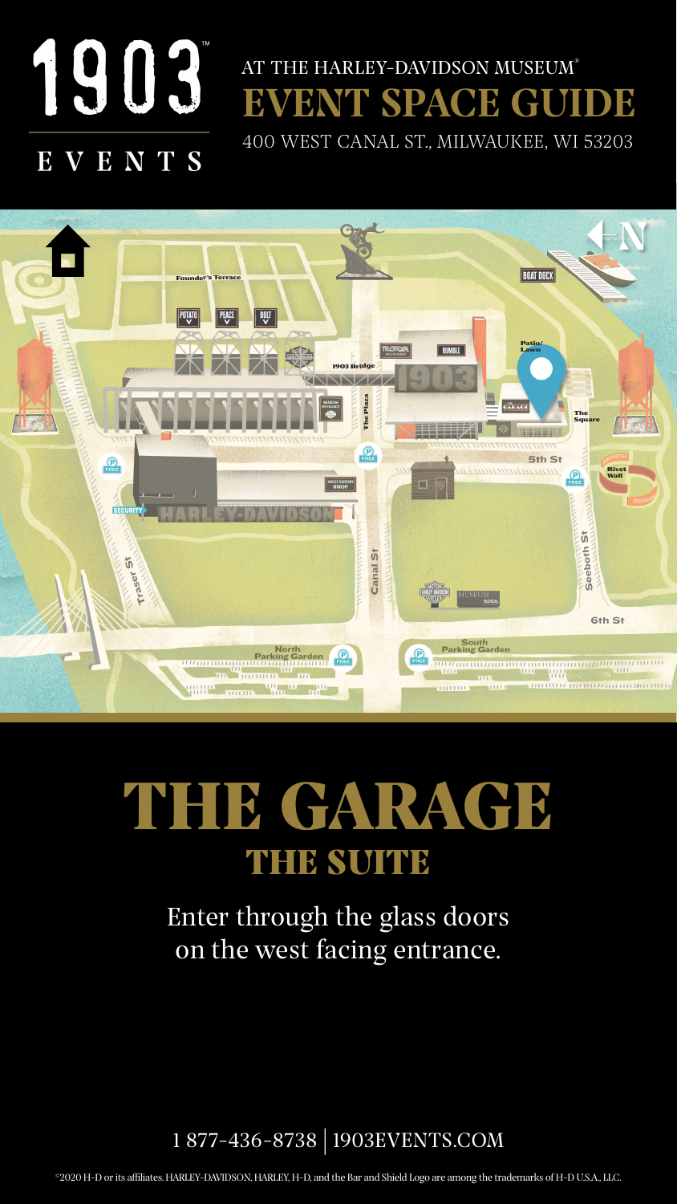1903™

EVENTS

AT THE HARLEY-DAVIDSON MUSEUM®

# EVENT SPACE GUIDE

400 WEST CANAL ST., MILWAUKEE, WI 53203

Founder's Terrace

POTATO

PEACE

BOLT

BOAT DOCK

1903 Bridge

RUMBLE

Patio/ Lawn

The Plaza

GARAGE

The Square

MUSEUM ENTRANCE

5th St

FREE

Rivet Wall

HARLEY-DAVIDSON SHOP

SECURITY

HARLEY-DAVIDSON

Trasor St

Canal St

Seeboth St

MUSEUM

6th St

North Parking Garden

South Parking Garden

# THE GARAGE

## THE SUITE

Enter through the glass doors on the west facing entrance.

1 877-436-8738 | 1903EVENTS.COM

©2020 H-D or its affiliates. HARLEY-DAVIDSON, HARLEY, H-D, and the Bar and Shield Logo are among the trademarks of H-D U.S.A., LLC.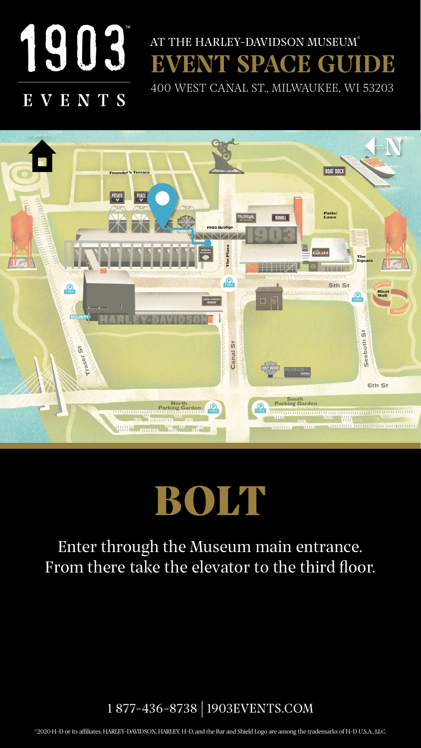# 1903 EVENTS

## AT THE HARLEY-DAVIDSON MUSEUM®

# EVENT SPACE GUIDE

400 WEST CANAL ST., MILWAUKEE, WI 53203

# BOLT

Enter through the Museum main entrance.
From there take the elevator to the third floor.

1 877-436-8738 | 1903EVENTS.COM

©2020 H-D or its affiliates. HARLEY-DAVIDSON, HARLEY, H-D, and the Bar and Shield Logo are among the trademarks of H-D U.S.A., LLC.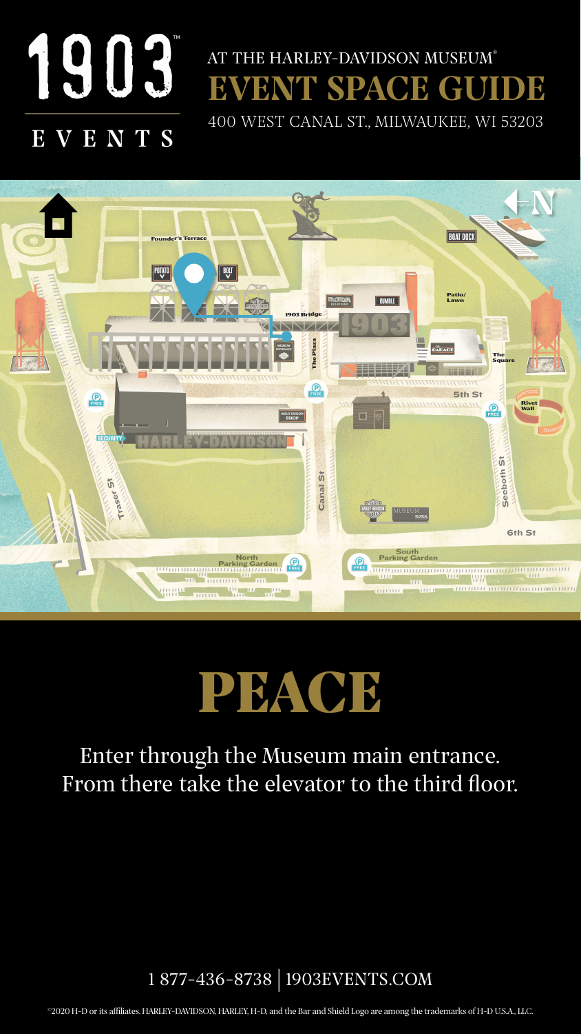# 1903 EVENTS

## AT THE HARLEY-DAVIDSON MUSEUM®

# EVENT SPACE GUIDE

400 WEST CANAL ST., MILWAUKEE, WI 53203

# PEACE

Enter through the Museum main entrance.
From there take the elevator to the third floor.

1 877-436-8738 | 1903EVENTS.COM

©2020 H-D or its affiliates. HARLEY-DAVIDSON, HARLEY, H-D, and the Bar and Shield Logo are among the trademarks of H-D U.S.A., LLC.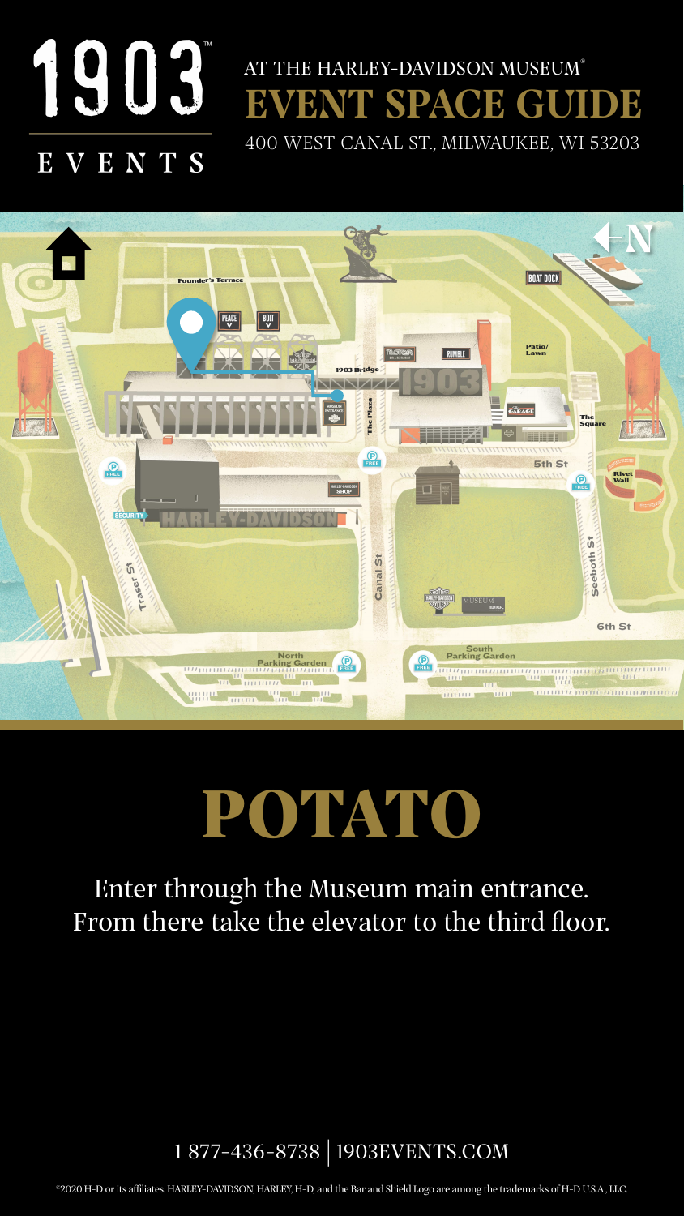# 1903 EVENTS

AT THE HARLEY-DAVIDSON MUSEUM®

## EVENT SPACE GUIDE

400 WEST CANAL ST., MILWAUKEE, WI 53203

# POTATO

Enter through the Museum main entrance. From there take the elevator to the third floor.

1 877-436-8738 | 1903EVENTS.COM

©2020 H-D or its affiliates. HARLEY-DAVIDSON, HARLEY, H-D, and the Bar and Shield Logo are among the trademarks of H-D U.S.A., LLC.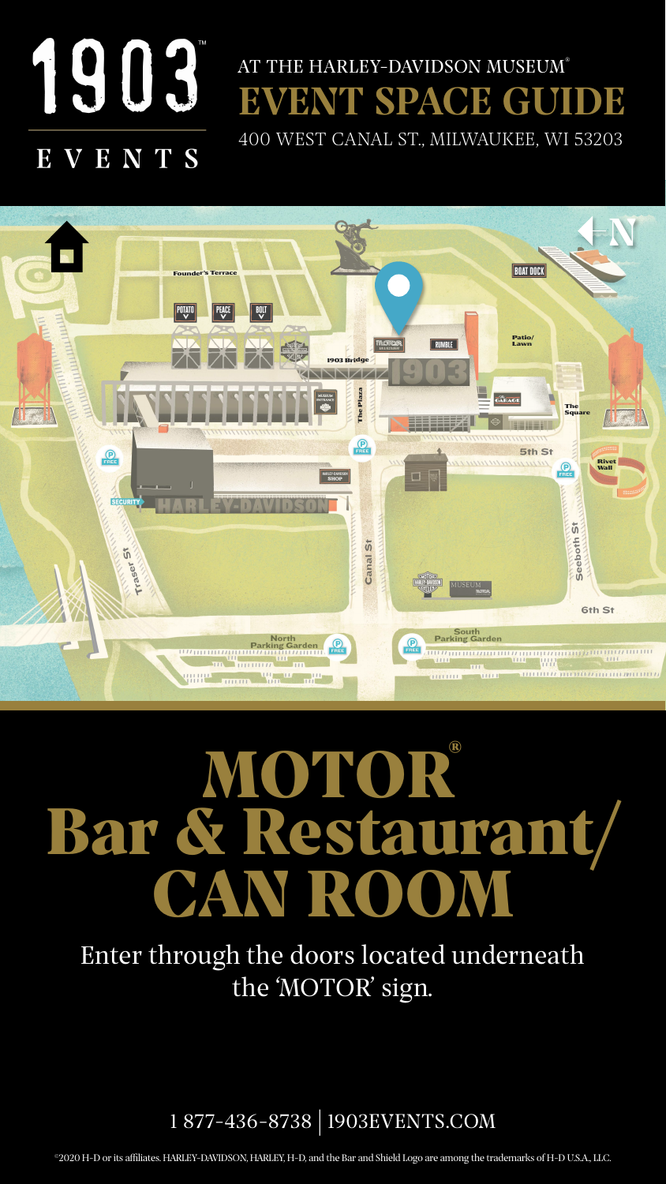# 1903 EVENTS

AT THE HARLEY-DAVIDSON MUSEUM®

## EVENT SPACE GUIDE

400 WEST CANAL ST., MILWAUKEE, WI 53203

Founder's Terrace

POTATO

PEACE

BOLT

1903 Bridge

The Plaza

MOTOR

RUMBLE

BOAT DOCK

Patio/ Lawn

GARAGE

The Square

5th St

Rivet Wall

Seeboth St

6th St

Canal St

Traser St

SECURITY

HARLEY-DAVIDSON SHOP

MUSEUM

North Parking Garden

South Parking Garden

FREE

N

# MOTOR® Bar & Restaurant/ CAN ROOM

Enter through the doors located underneath the 'MOTOR' sign.

1 877-436-8738 | 1903EVENTS.COM

©2020 H-D or its affiliates. HARLEY-DAVIDSON, HARLEY, H-D, and the Bar and Shield Logo are among the trademarks of H-D U.S.A., LLC.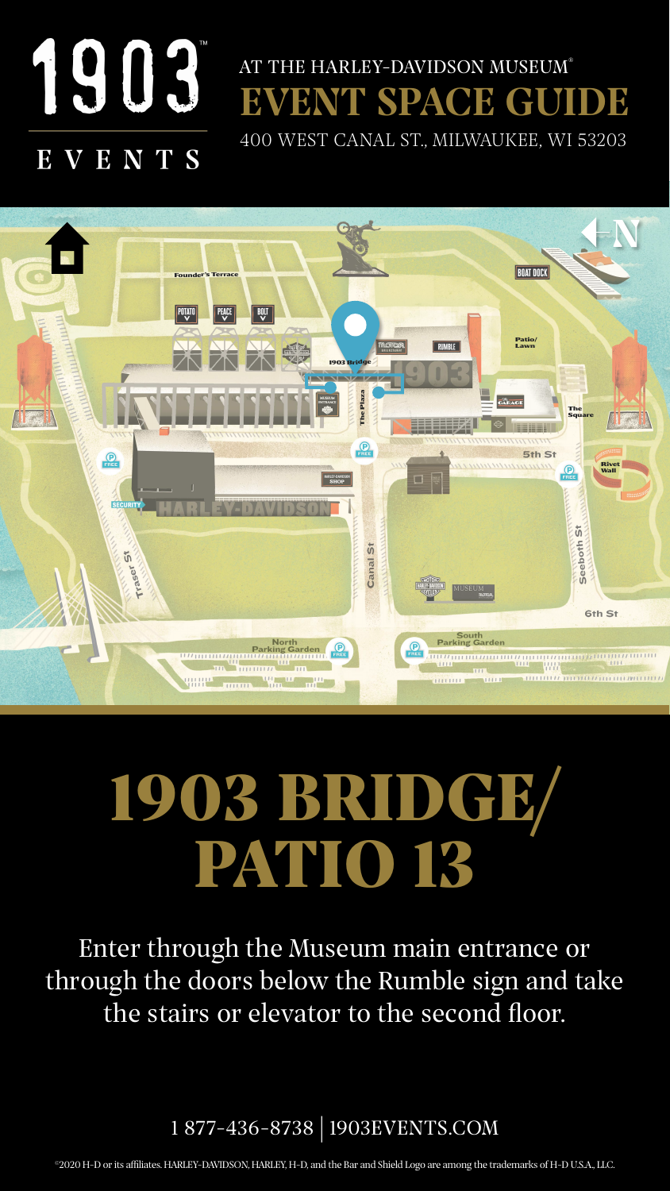1903™ EVENTS

AT THE HARLEY-DAVIDSON MUSEUM®

# EVENT SPACE GUIDE

400 WEST CANAL ST., MILWAUKEE, WI 53203

# 1903 BRIDGE/ PATIO 13

Enter through the Museum main entrance or through the doors below the Rumble sign and take the stairs or elevator to the second floor.

1 877-436-8738 | 1903EVENTS.COM

©2020 H-D or its affiliates. HARLEY-DAVIDSON, HARLEY, H-D, and the Bar and Shield Logo are among the trademarks of H-D U.S.A., LLC.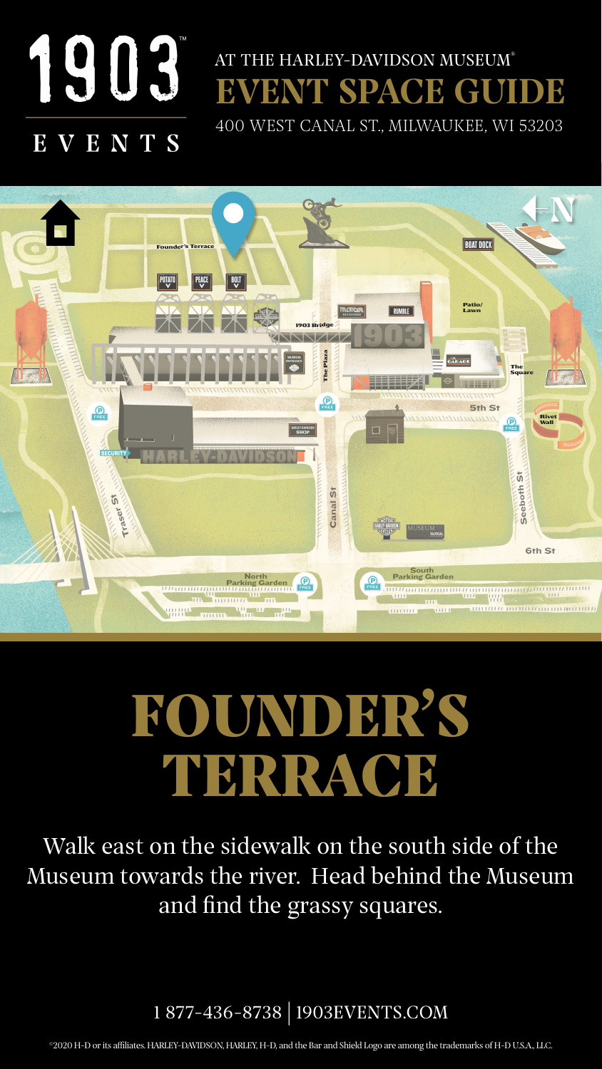# 1903 EVENTS

AT THE HARLEY-DAVIDSON MUSEUM®

## EVENT SPACE GUIDE

400 WEST CANAL ST., MILWAUKEE, WI 53203

# FOUNDER'S TERRACE

Walk east on the sidewalk on the south side of the Museum towards the river. Head behind the Museum and find the grassy squares.

1 877-436-8738 | 1903EVENTS.COM

©2020 H-D or its affiliates. HARLEY-DAVIDSON, HARLEY, H-D, and the Bar and Shield Logo are among the trademarks of H-D U.S.A., LLC.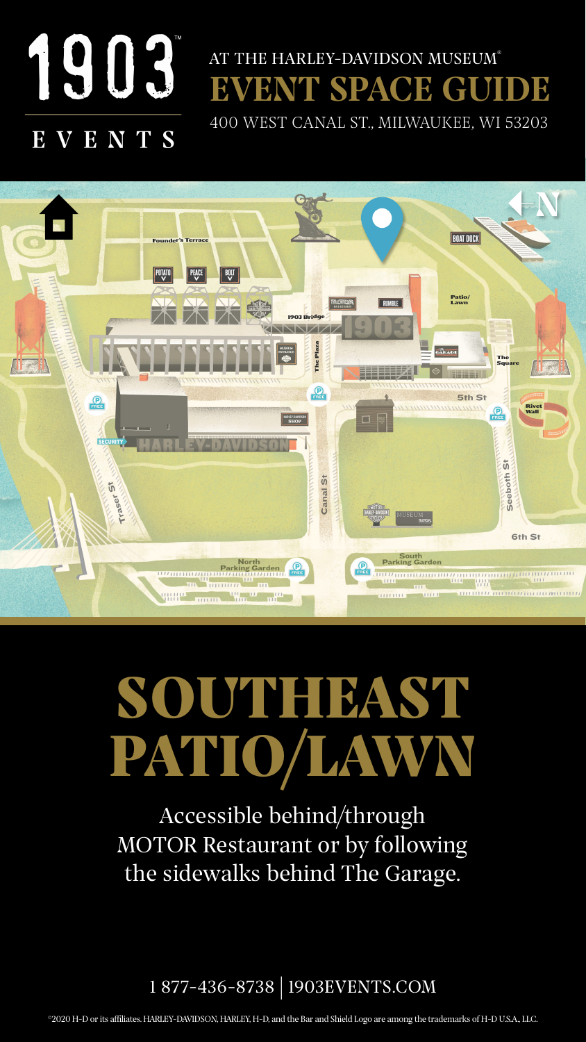# 1903 EVENTS

AT THE HARLEY-DAVIDSON MUSEUM®

## EVENT SPACE GUIDE

400 WEST CANAL ST., MILWAUKEE, WI 53203

# SOUTHEAST PATIO/LAWN

Accessible behind/through MOTOR Restaurant or by following the sidewalks behind The Garage.

1 877-436-8738 | 1903EVENTS.COM

©2020 H-D or its affiliates. HARLEY-DAVIDSON, HARLEY, H-D, and the Bar and Shield Logo are among the trademarks of H-D U.S.A., LLC.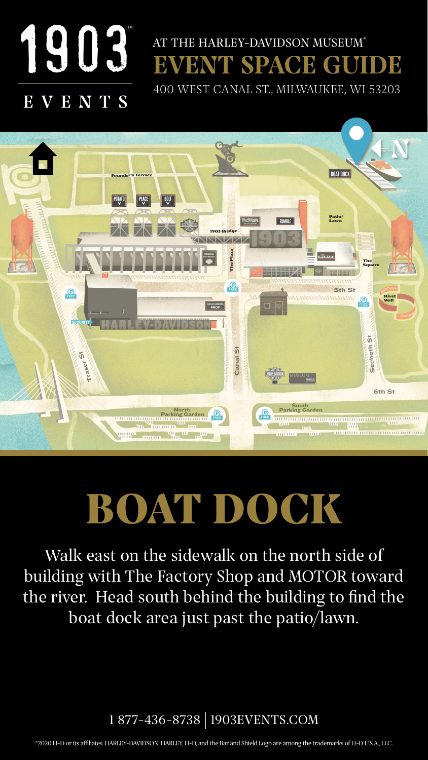# 1903 EVENTS

AT THE HARLEY-DAVIDSON MUSEUM®

## EVENT SPACE GUIDE

400 WEST CANAL ST., MILWAUKEE, WI 53203

# BOAT DOCK

Walk east on the sidewalk on the north side of building with The Factory Shop and MOTOR toward the river. Head south behind the building to find the boat dock area just past the patio/lawn.

1 877-436-8738 | 1903EVENTS.COM

©2020 H-D or its affiliates. HARLEY-DAVIDSON, HARLEY, H-D, and the Bar and Shield Logo are among the trademarks of H-D U.S.A., LLC.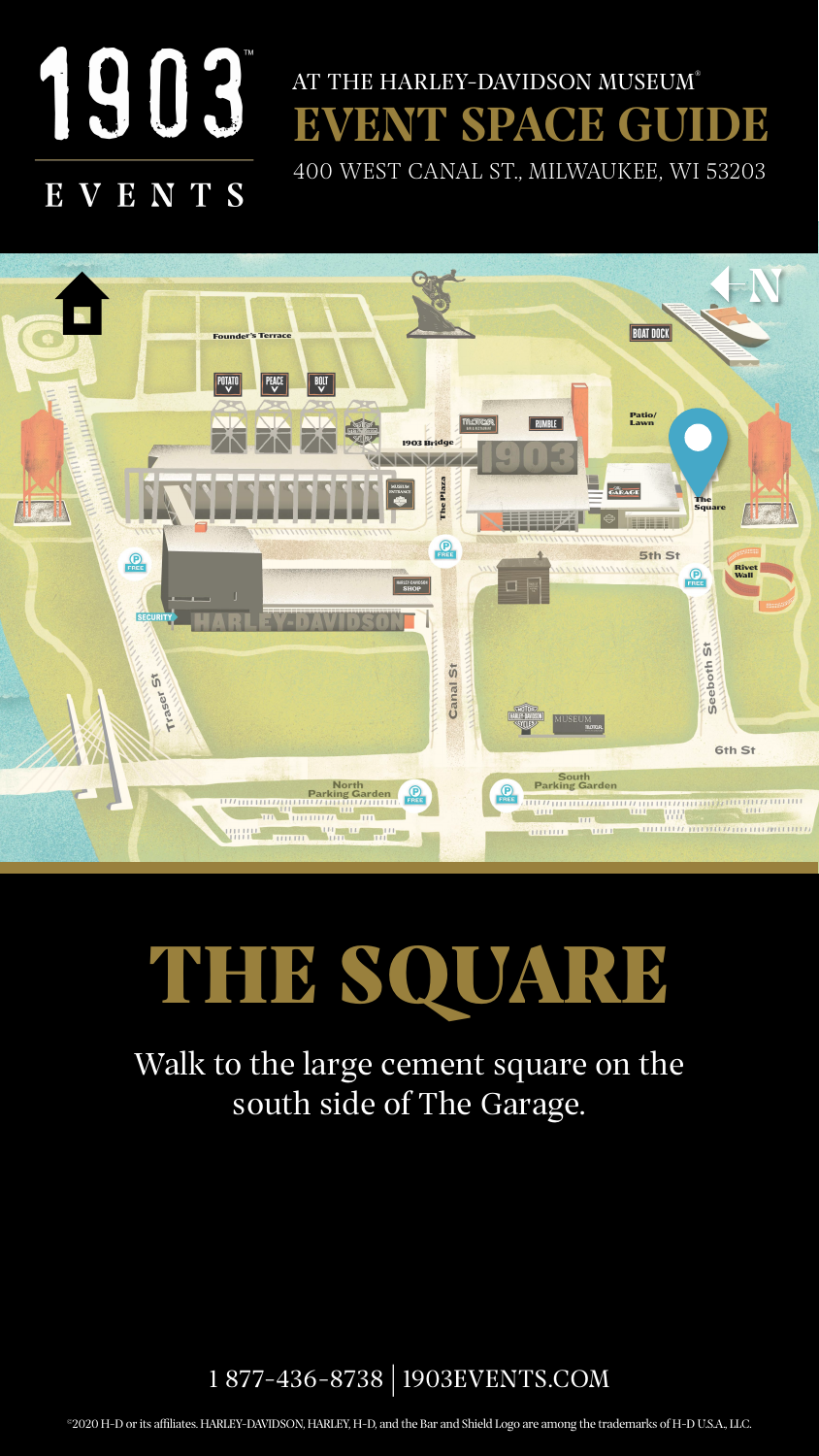# 1903 EVENTS

AT THE HARLEY-DAVIDSON MUSEUM®

## EVENT SPACE GUIDE

400 WEST CANAL ST., MILWAUKEE, WI 53203

# THE SQUARE

Walk to the large cement square on the south side of The Garage.

1 877-436-8738 | 1903EVENTS.COM

©2020 H-D or its affiliates. HARLEY-DAVIDSON, HARLEY, H-D, and the Bar and Shield Logo are among the trademarks of H-D U.S.A., LLC.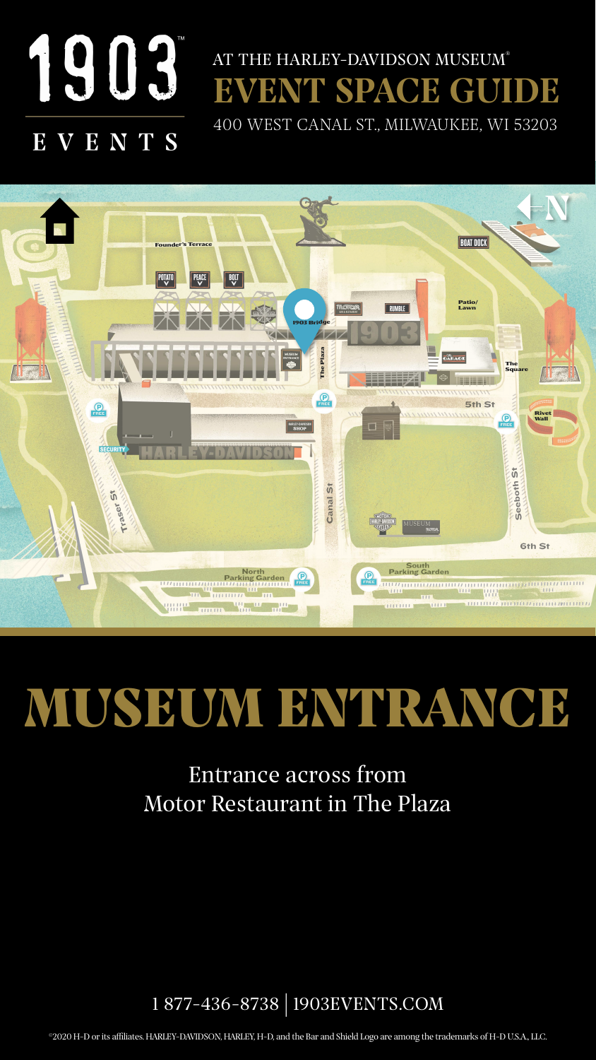1903™

EVENTS

AT THE HARLEY-DAVIDSON MUSEUM®

# EVENT SPACE GUIDE

400 WEST CANAL ST., MILWAUKEE, WI 53203

Founder's Terrace

POTATO

PEACE

BOLT

1903 Bridge

MOTOR

RUMBLE

BOAT DOCK

Patio/ Lawn

MUSEUM ENTRANCE

The Plaza

1903

GARAGE

The Square

5th St

Rivet Wall

FREE

HARLEY-DAVIDSON SHOP

SECURITY

HARLEY-DAVIDSON

Traser St

Canal St

Seeboth St

MUSEUM

6th St

North Parking Garden

South Parking Garden

N

# MUSEUM ENTRANCE

Entrance across from
Motor Restaurant in The Plaza

1 877-436-8738 | 1903EVENTS.COM

©2020 H-D or its affiliates. HARLEY-DAVIDSON, HARLEY, H-D, and the Bar and Shield Logo are among the trademarks of H-D U.S.A., LLC.